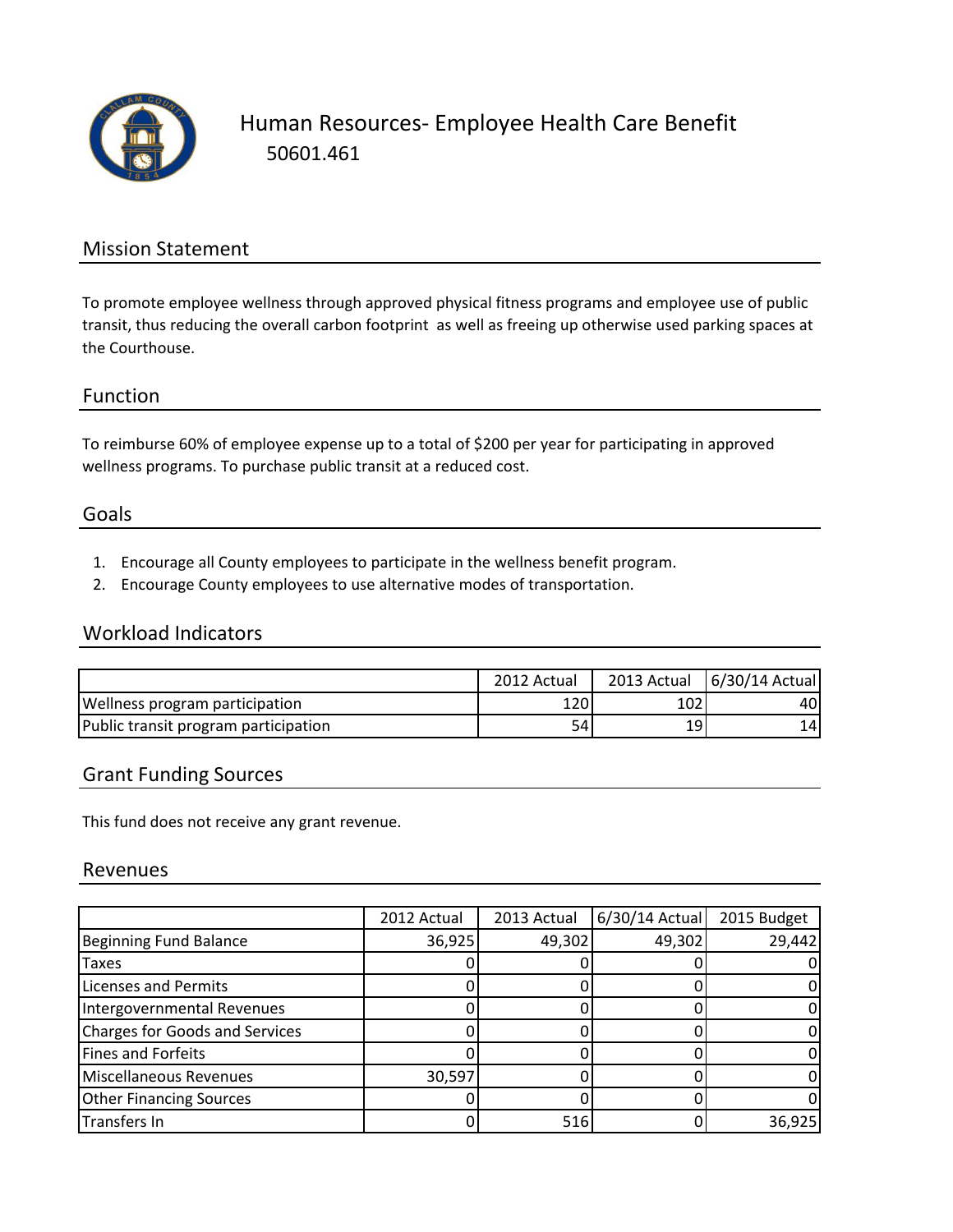// Human Resources- Employee Health Care Benefit
50601.461

## Mission Statement

To promote employee wellness through approved physical fitness programs and employee use of public transit, thus reducing the overall carbon footprint as well as freeing up otherwise used parking spaces at the Courthouse.

## Function

To reimburse 60% of employee expense up to a total of $200 per year for participating in approved wellness programs. To purchase public transit at a reduced cost.

## Goals

1. Encourage all County employees to participate in the wellness benefit program.
2. Encourage County employees to use alternative modes of transportation.

## Workload Indicators

| | 2012 Actual | 2013 Actual | 6/30/14 Actual |
|---|---|---|---|
| Wellness program participation | 120 | 102 | 40 |
| Public transit program participation | 54 | 19 | 14 |

## Grant Funding Sources

This fund does not receive any grant revenue.

## Revenues

| | 2012 Actual | 2013 Actual | 6/30/14 Actual | 2015 Budget |
|---|---|---|---|---|
| Beginning Fund Balance | 36,925 | 49,302 | 49,302 | 29,442 |
| Taxes | 0 | 0 | 0 | 0 |
| Licenses and Permits | 0 | 0 | 0 | 0 |
| Intergovernmental Revenues | 0 | 0 | 0 | 0 |
| Charges for Goods and Services | 0 | 0 | 0 | 0 |
| Fines and Forfeits | 0 | 0 | 0 | 0 |
| Miscellaneous Revenues | 30,597 | 0 | 0 | 0 |
| Other Financing Sources | 0 | 0 | 0 | 0 |
| Transfers In | 0 | 516 | 0 | 36,925 |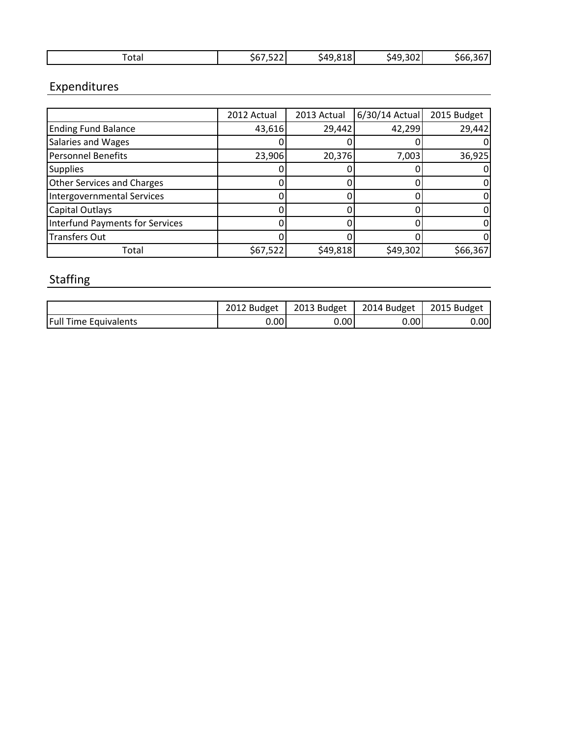| | | | | |
|---|---|---|---|---|
| Total | $67,522 | $49,818 | $49,302 | $66,367 |

## Expenditures

| | 2012 Actual | 2013 Actual | 6/30/14 Actual | 2015 Budget |
|---|---|---|---|---|
| Ending Fund Balance | 43,616 | 29,442 | 42,299 | 29,442 |
| Salaries and Wages | 0 | 0 | 0 | 0 |
| Personnel Benefits | 23,906 | 20,376 | 7,003 | 36,925 |
| Supplies | 0 | 0 | 0 | 0 |
| Other Services and Charges | 0 | 0 | 0 | 0 |
| Intergovernmental Services | 0 | 0 | 0 | 0 |
| Capital Outlays | 0 | 0 | 0 | 0 |
| Interfund Payments for Services | 0 | 0 | 0 | 0 |
| Transfers Out | 0 | 0 | 0 | 0 |
| Total | $67,522 | $49,818 | $49,302 | $66,367 |

## Staffing

| | 2012 Budget | 2013 Budget | 2014 Budget | 2015 Budget |
|---|---|---|---|---|
| Full Time Equivalents | 0.00 | 0.00 | 0.00 | 0.00 |